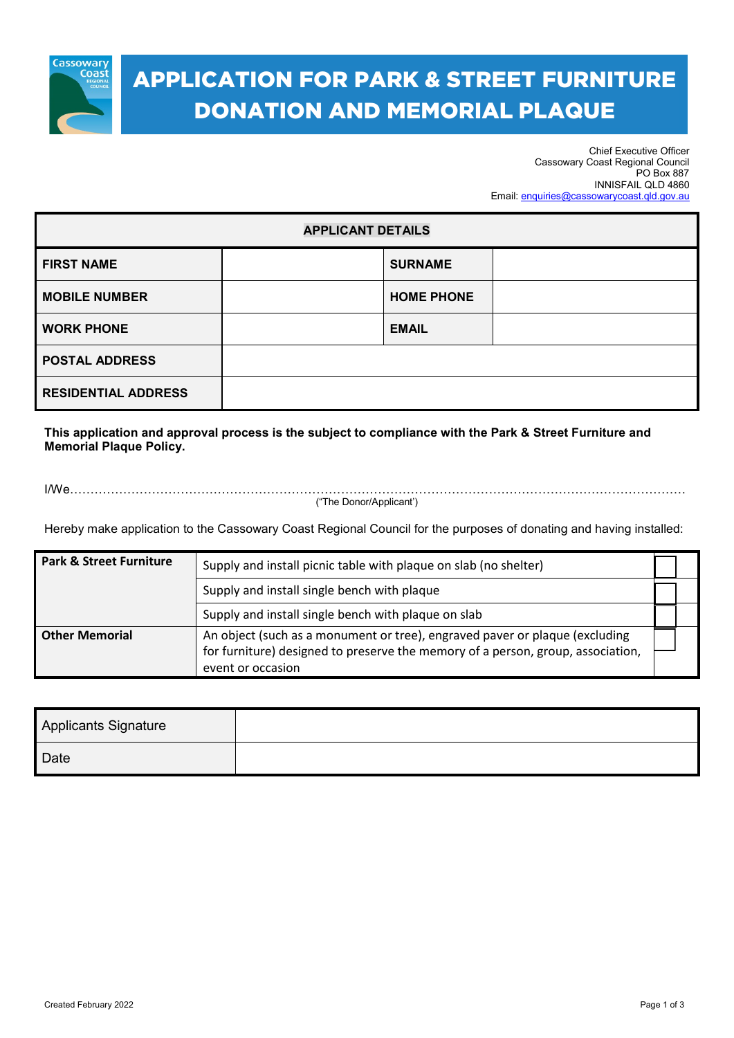# APPLICATION FOR PARK & STREET FURNITURE DONATION AND MEMORIAL PLAQUE

Chief Executive Officer
Cassowary Coast Regional Council
PO Box 887
INNISFAIL QLD 4860
Email: enquiries@cassowarycoast.qld.gov.au

| APPLICANT DETAILS | | | |
|---|---|---|---|
| **FIRST NAME** | | **SURNAME** | |
| **MOBILE NUMBER** | | **HOME PHONE** | |
| **WORK PHONE** | | **EMAIL** | |
| **POSTAL ADDRESS** | | | |
| **RESIDENTIAL ADDRESS** | | | |

**This application and approval process is the subject to compliance with the Park & Street Furniture and Memorial Plaque Policy.**

I/We……………………………………………………………………………………………………………………………………
("The Donor/Applicant')

Hereby make application to the Cassowary Coast Regional Council for the purposes of donating and having installed:

| | | |
|---|---|---|
| **Park & Street Furniture** | Supply and install picnic table with plaque on slab (no shelter) | ☐ |
| | Supply and install single bench with plaque | ☐ |
| | Supply and install single bench with plaque on slab | ☐ |
| **Other Memorial** | An object (such as a monument or tree), engraved paver or plaque (excluding for furniture) designed to preserve the memory of a person, group, association, event or occasion | ☐ |

| | |
|---|---|
| Applicants Signature | |
| Date | |

Created February 2022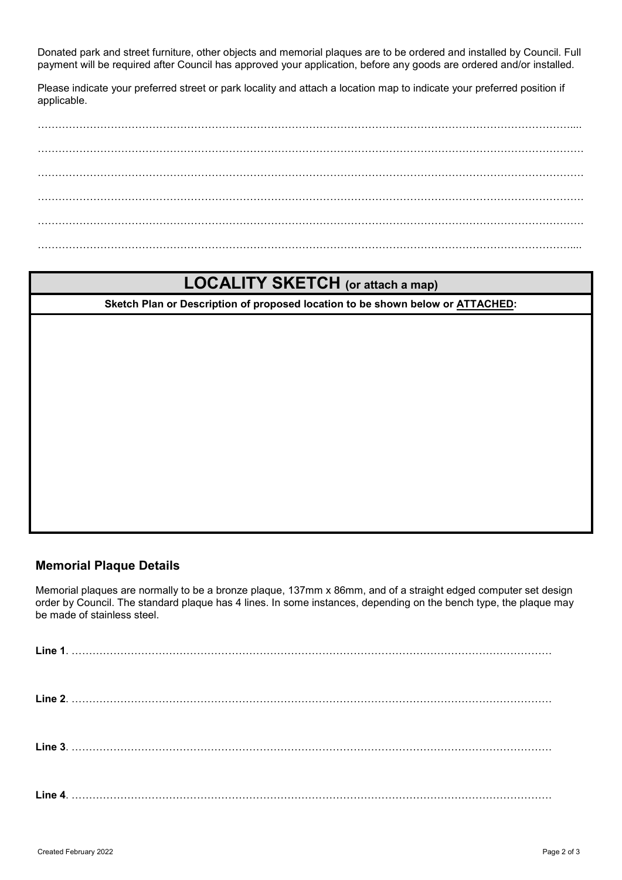Donated park and street furniture, other objects and memorial plaques are to be ordered and installed by Council. Full payment will be required after Council has approved your application, before any goods are ordered and/or installed.

Please indicate your preferred street or park locality and attach a location map to indicate your preferred position if applicable.

…………………………………………………………………………………………………………………………………....

…………………………………………………………………………………………………………………………………

…………………………………………………………………………………………………………………………………

…………………………………………………………………………………………………………………………………

…………………………………………………………………………………………………………………………………

…………………………………………………………………………………………………………………………………....

| **LOCALITY SKETCH** (or attach a map) |
| --- |
| **Sketch Plan or Description of proposed location to be shown below or ATTACHED:** |
| |

## Memorial Plaque Details

Memorial plaques are normally to be a bronze plaque, 137mm x 86mm, and of a straight edged computer set design order by Council. The standard plaque has 4 lines. In some instances, depending on the bench type, the plaque may be made of stainless steel.

**Line 1**. ……………………………………………………………………………………………………………………

**Line 2**. ……………………………………………………………………………………………………………………

**Line 3**. ……………………………………………………………………………………………………………………

**Line 4**. ……………………………………………………………………………………………………………………

Created February 2022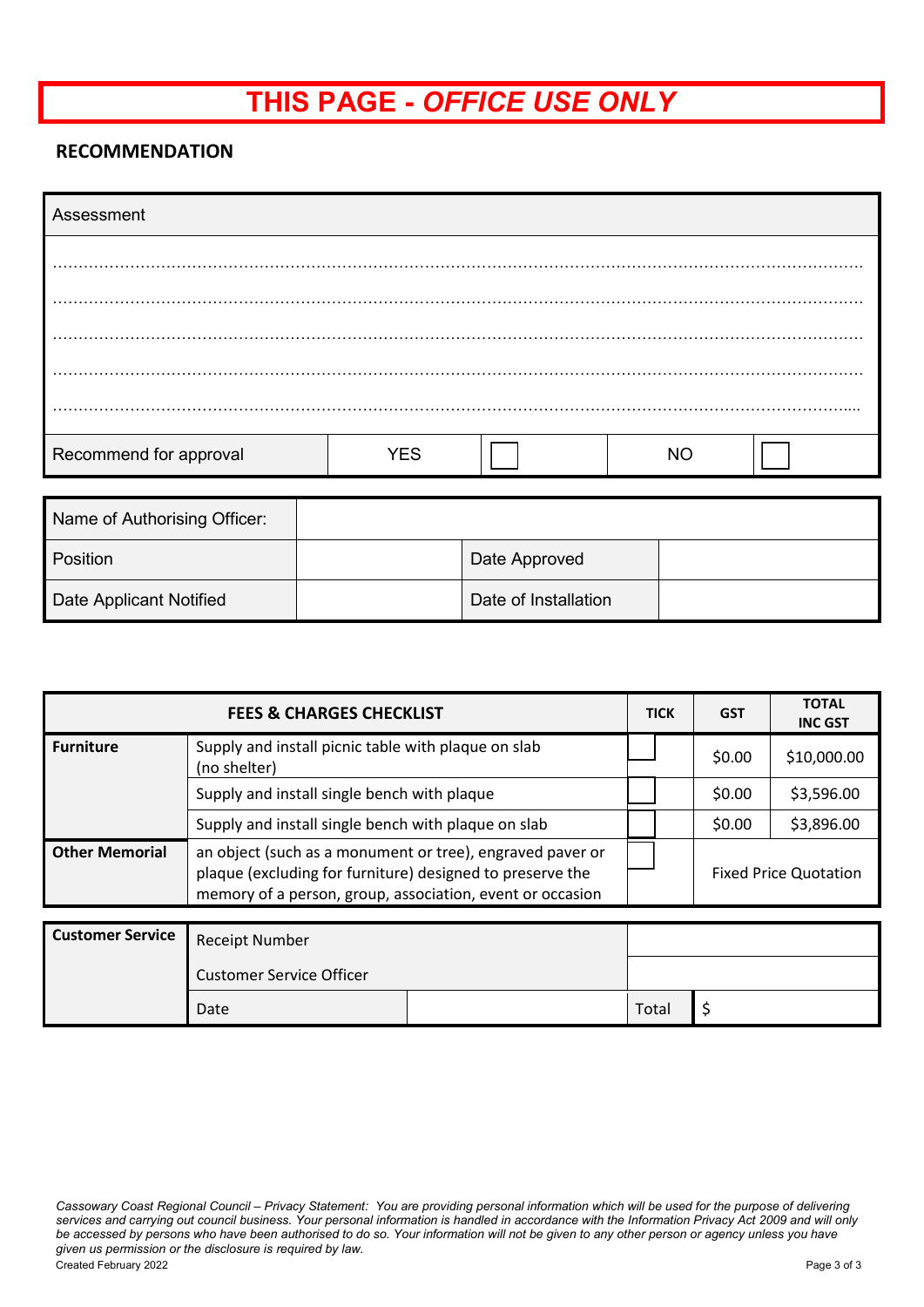# THIS PAGE - *OFFICE USE ONLY*

## RECOMMENDATION

| Assessment | | | | |
|---|---|---|---|---|
| ………………………………………………………………………………………………………………………… | | | | |
| ………………………………………………………………………………………………………………………… | | | | |
| ………………………………………………………………………………………………………………………… | | | | |
| ………………………………………………………………………………………………………………………… | | | | |
| ………………………………………………………………………………………………………………………… | | | | |
| Recommend for approval | YES | ☐ | NO | ☐ |

| | | | |
|---|---|---|---|
| Name of Authorising Officer: | | | |
| Position | | Date Approved | |
| Date Applicant Notified | | Date of Installation | |

| FEES & CHARGES CHECKLIST | | TICK | GST | TOTAL INC GST |
|---|---|---|---|---|
| **Furniture** | Supply and install picnic table with plaque on slab (no shelter) | ☐ | $0.00 | $10,000.00 |
| | Supply and install single bench with plaque | ☐ | $0.00 | $3,596.00 |
| | Supply and install single bench with plaque on slab | ☐ | $0.00 | $3,896.00 |
| **Other Memorial** | an object (such as a monument or tree), engraved paver or plaque (excluding for furniture) designed to preserve the memory of a person, group, association, event or occasion | ☐ | Fixed Price Quotation | |

| | | | | |
|---|---|---|---|---|
| **Customer Service** | Receipt Number | | | |
| | Customer Service Officer | | | |
| | Date | | Total | $ |

*Cassowary Coast Regional Council – Privacy Statement: You are providing personal information which will be used for the purpose of delivering services and carrying out council business. Your personal information is handled in accordance with the Information Privacy Act 2009 and will only be accessed by persons who have been authorised to do so. Your information will not be given to any other person or agency unless you have given us permission or the disclosure is required by law.*

Created February 2022